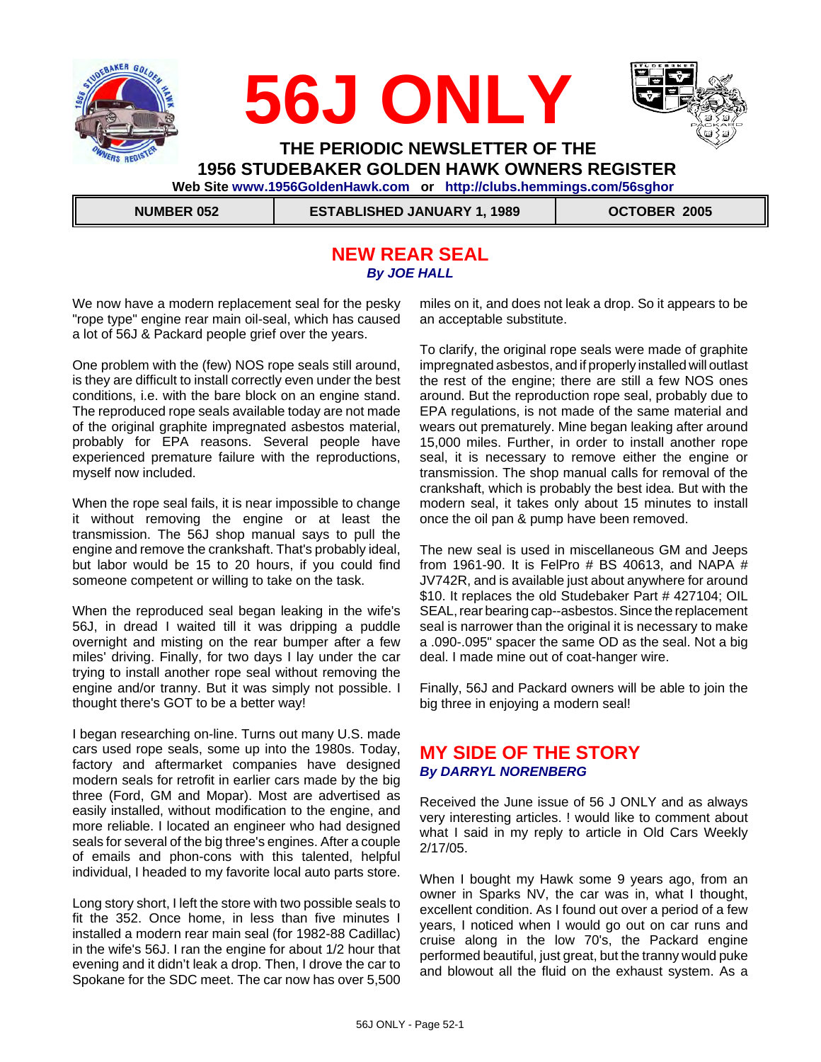# 56J ONLY

## THE PERIODIC NEWSLETTER OF THE 1956 STUDEBAKER GOLDEN HAWK OWNERS REGISTER

Web Site www.1956GoldenHawk.com or http://clubs.hemmings.com/56sghor

| NUMBER 052 | ESTABLISHED JANUARY 1, 1989 | OCTOBER 2005 |
|---|---|---|

## NEW REAR SEAL

***By JOE HALL***

We now have a modern replacement seal for the pesky "rope type" engine rear main oil-seal, which has caused a lot of 56J & Packard people grief over the years.

One problem with the (few) NOS rope seals still around, is they are difficult to install correctly even under the best conditions, i.e. with the bare block on an engine stand. The reproduced rope seals available today are not made of the original graphite impregnated asbestos material, probably for EPA reasons. Several people have experienced premature failure with the reproductions, myself now included.

When the rope seal fails, it is near impossible to change it without removing the engine or at least the transmission. The 56J shop manual says to pull the engine and remove the crankshaft. That's probably ideal, but labor would be 15 to 20 hours, if you could find someone competent or willing to take on the task.

When the reproduced seal began leaking in the wife's 56J, in dread I waited till it was dripping a puddle overnight and misting on the rear bumper after a few miles' driving. Finally, for two days I lay under the car trying to install another rope seal without removing the engine and/or tranny. But it was simply not possible. I thought there's GOT to be a better way!

I began researching on-line. Turns out many U.S. made cars used rope seals, some up into the 1980s. Today, factory and aftermarket companies have designed modern seals for retrofit in earlier cars made by the big three (Ford, GM and Mopar). Most are advertised as easily installed, without modification to the engine, and more reliable. I located an engineer who had designed seals for several of the big three's engines. After a couple of emails and phon-cons with this talented, helpful individual, I headed to my favorite local auto parts store.

Long story short, I left the store with two possible seals to fit the 352. Once home, in less than five minutes I installed a modern rear main seal (for 1982-88 Cadillac) in the wife's 56J. I ran the engine for about 1/2 hour that evening and it didn't leak a drop. Then, I drove the car to Spokane for the SDC meet. The car now has over 5,500 miles on it, and does not leak a drop. So it appears to be an acceptable substitute.

To clarify, the original rope seals were made of graphite impregnated asbestos, and if properly installed will outlast the rest of the engine; there are still a few NOS ones around. But the reproduction rope seal, probably due to EPA regulations, is not made of the same material and wears out prematurely. Mine began leaking after around 15,000 miles. Further, in order to install another rope seal, it is necessary to remove either the engine or transmission. The shop manual calls for removal of the crankshaft, which is probably the best idea. But with the modern seal, it takes only about 15 minutes to install once the oil pan & pump have been removed.

The new seal is used in miscellaneous GM and Jeeps from 1961-90. It is FelPro # BS 40613, and NAPA # JV742R, and is available just about anywhere for around $10. It replaces the old Studebaker Part # 427104; OIL SEAL, rear bearing cap--asbestos. Since the replacement seal is narrower than the original it is necessary to make a .090-.095" spacer the same OD as the seal. Not a big deal. I made mine out of coat-hanger wire.

Finally, 56J and Packard owners will be able to join the big three in enjoying a modern seal!

## MY SIDE OF THE STORY

***By DARRYL NORENBERG***

Received the June issue of 56 J ONLY and as always very interesting articles. ! would like to comment about what I said in my reply to article in Old Cars Weekly 2/17/05.

When I bought my Hawk some 9 years ago, from an owner in Sparks NV, the car was in, what I thought, excellent condition. As I found out over a period of a few years, I noticed when I would go out on car runs and cruise along in the low 70's, the Packard engine performed beautiful, just great, but the tranny would puke and blowout all the fluid on the exhaust system. As a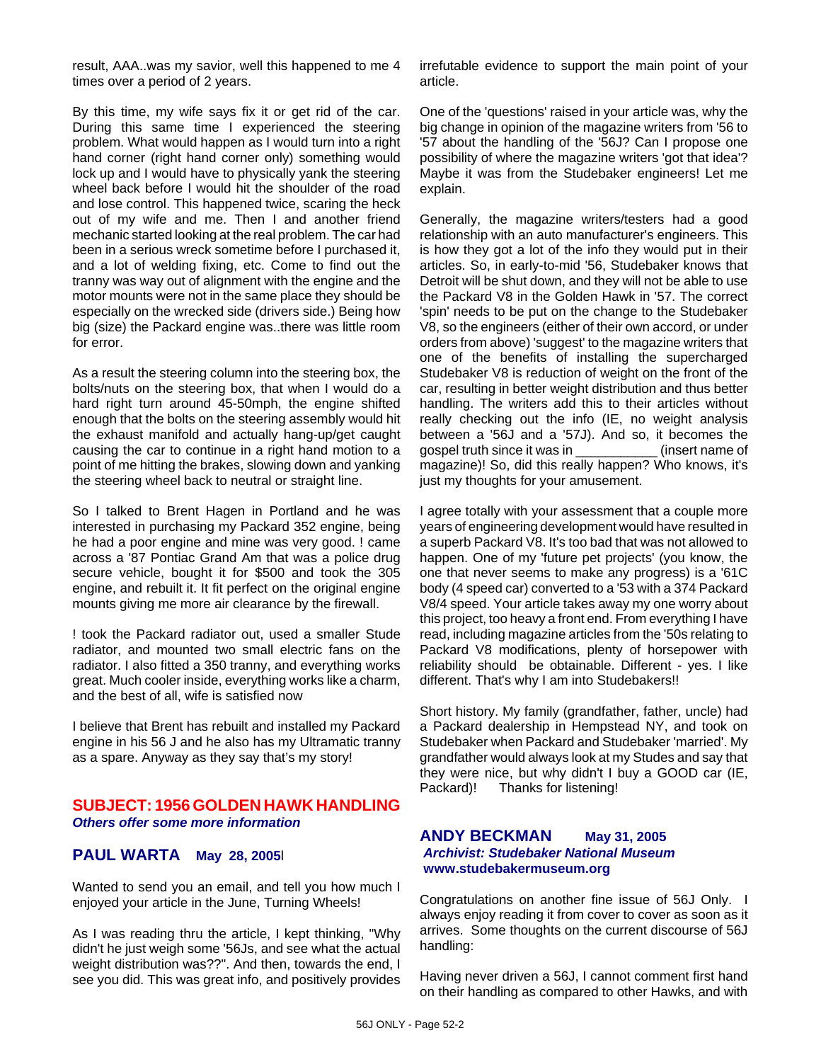result, AAA..was my savior, well this happened to me 4 times over a period of 2 years.

By this time, my wife says fix it or get rid of the car. During this same time I experienced the steering problem. What would happen as I would turn into a right hand corner (right hand corner only) something would lock up and I would have to physically yank the steering wheel back before I would hit the shoulder of the road and lose control. This happened twice, scaring the heck out of my wife and me. Then I and another friend mechanic started looking at the real problem. The car had been in a serious wreck sometime before I purchased it, and a lot of welding fixing, etc. Come to find out the tranny was way out of alignment with the engine and the motor mounts were not in the same place they should be especially on the wrecked side (drivers side.) Being how big (size) the Packard engine was..there was little room for error.

As a result the steering column into the steering box, the bolts/nuts on the steering box, that when I would do a hard right turn around 45-50mph, the engine shifted enough that the bolts on the steering assembly would hit the exhaust manifold and actually hang-up/get caught causing the car to continue in a right hand motion to a point of me hitting the brakes, slowing down and yanking the steering wheel back to neutral or straight line.

So I talked to Brent Hagen in Portland and he was interested in purchasing my Packard 352 engine, being he had a poor engine and mine was very good. ! came across a '87 Pontiac Grand Am that was a police drug secure vehicle, bought it for $500 and took the 305 engine, and rebuilt it. It fit perfect on the original engine mounts giving me more air clearance by the firewall.

! took the Packard radiator out, used a smaller Stude radiator, and mounted two small electric fans on the radiator. I also fitted a 350 tranny, and everything works great. Much cooler inside, everything works like a charm, and the best of all, wife is satisfied now

I believe that Brent has rebuilt and installed my Packard engine in his 56 J and he also has my Ultramatic tranny as a spare. Anyway as they say that's my story!

## SUBJECT: 1956 GOLDEN HAWK HANDLING

***Others offer some more information***

### PAUL WARTA May 28, 2005

Wanted to send you an email, and tell you how much I enjoyed your article in the June, Turning Wheels!

As I was reading thru the article, I kept thinking, "Why didn't he just weigh some '56Js, and see what the actual weight distribution was??". And then, towards the end, I see you did. This was great info, and positively provides irrefutable evidence to support the main point of your article.

One of the 'questions' raised in your article was, why the big change in opinion of the magazine writers from '56 to '57 about the handling of the '56J? Can I propose one possibility of where the magazine writers 'got that idea'? Maybe it was from the Studebaker engineers! Let me explain.

Generally, the magazine writers/testers had a good relationship with an auto manufacturer's engineers. This is how they got a lot of the info they would put in their articles. So, in early-to-mid '56, Studebaker knows that Detroit will be shut down, and they will not be able to use the Packard V8 in the Golden Hawk in '57. The correct 'spin' needs to be put on the change to the Studebaker V8, so the engineers (either of their own accord, or under orders from above) 'suggest' to the magazine writers that one of the benefits of installing the supercharged Studebaker V8 is reduction of weight on the front of the car, resulting in better weight distribution and thus better handling. The writers add this to their articles without really checking out the info (IE, no weight analysis between a '56J and a '57J). And so, it becomes the gospel truth since it was in ___________ (insert name of magazine)! So, did this really happen? Who knows, it's just my thoughts for your amusement.

I agree totally with your assessment that a couple more years of engineering development would have resulted in a superb Packard V8. It's too bad that was not allowed to happen. One of my 'future pet projects' (you know, the one that never seems to make any progress) is a '61C body (4 speed car) converted to a '53 with a 374 Packard V8/4 speed. Your article takes away my one worry about this project, too heavy a front end. From everything I have read, including magazine articles from the '50s relating to Packard V8 modifications, plenty of horsepower with reliability should be obtainable. Different - yes. I like different. That's why I am into Studebakers!!

Short history. My family (grandfather, father, uncle) had a Packard dealership in Hempstead NY, and took on Studebaker when Packard and Studebaker 'married'. My grandfather would always look at my Studes and say that they were nice, but why didn't I buy a GOOD car (IE, Packard)! Thanks for listening!

### ANDY BECKMAN May 31, 2005

***Archivist: Studebaker National Museum***
***www.studebakermuseum.org***

Congratulations on another fine issue of 56J Only. I always enjoy reading it from cover to cover as soon as it arrives. Some thoughts on the current discourse of 56J handling:

Having never driven a 56J, I cannot comment first hand on their handling as compared to other Hawks, and with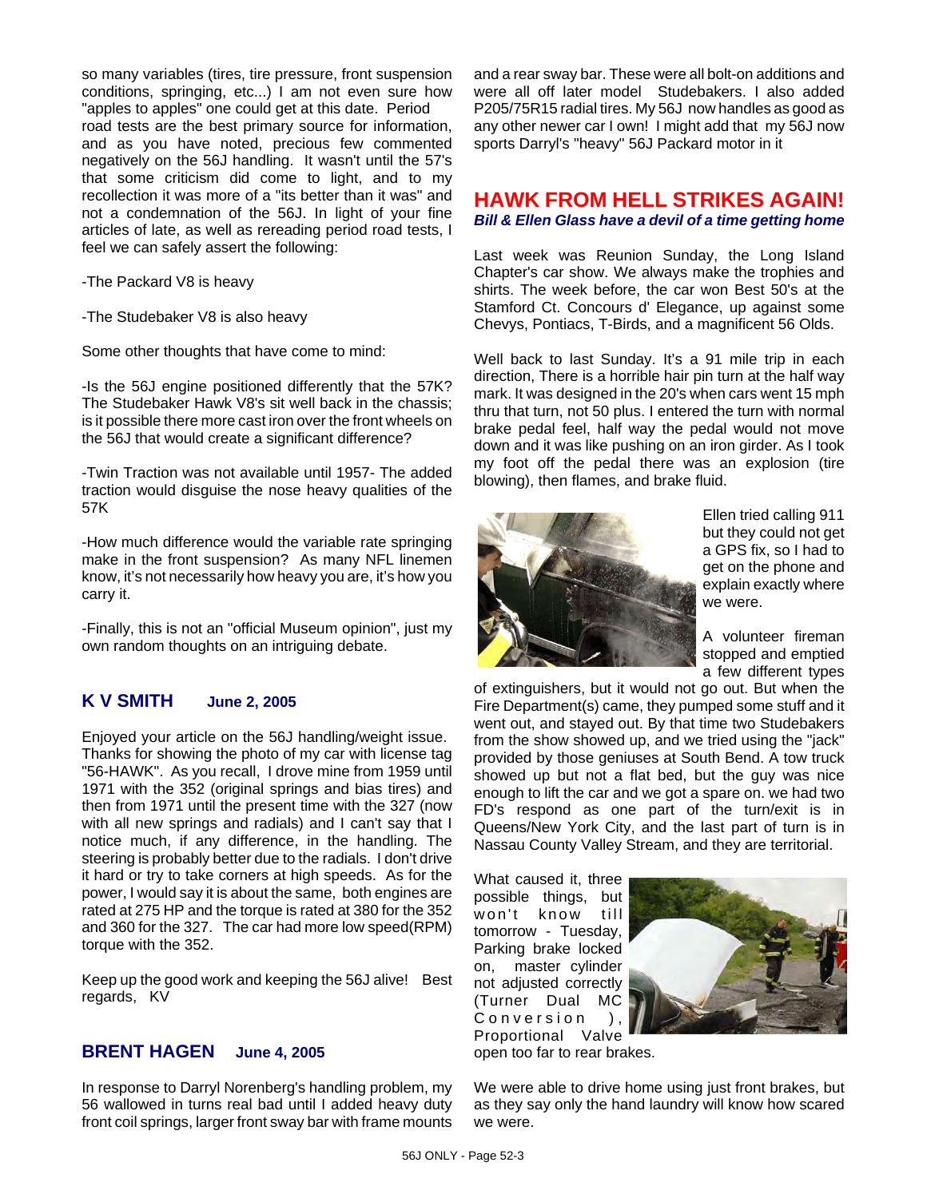so many variables (tires, tire pressure, front suspension conditions, springing, etc...) I am not even sure how "apples to apples" one could get at this date. Period road tests are the best primary source for information, and as you have noted, precious few commented negatively on the 56J handling. It wasn't until the 57's that some criticism did come to light, and to my recollection it was more of a "its better than it was" and not a condemnation of the 56J. In light of your fine articles of late, as well as rereading period road tests, I feel we can safely assert the following:

-The Packard V8 is heavy

-The Studebaker V8 is also heavy

Some other thoughts that have come to mind:

-Is the 56J engine positioned differently that the 57K? The Studebaker Hawk V8's sit well back in the chassis; is it possible there more cast iron over the front wheels on the 56J that would create a significant difference?

-Twin Traction was not available until 1957- The added traction would disguise the nose heavy qualities of the 57K

-How much difference would the variable rate springing make in the front suspension? As many NFL linemen know, it's not necessarily how heavy you are, it's how you carry it.

-Finally, this is not an "official Museum opinion", just my own random thoughts on an intriguing debate.

## K V SMITH **June 2, 2005**

Enjoyed your article on the 56J handling/weight issue. Thanks for showing the photo of my car with license tag "56-HAWK". As you recall, I drove mine from 1959 until 1971 with the 352 (original springs and bias tires) and then from 1971 until the present time with the 327 (now with all new springs and radials) and I can't say that I notice much, if any difference, in the handling. The steering is probably better due to the radials. I don't drive it hard or try to take corners at high speeds. As for the power, I would say it is about the same, both engines are rated at 275 HP and the torque is rated at 380 for the 352 and 360 for the 327. The car had more low speed(RPM) torque with the 352.

Keep up the good work and keeping the 56J alive! Best regards, KV

## BRENT HAGEN **June 4, 2005**

In response to Darryl Norenberg's handling problem, my 56 wallowed in turns real bad until I added heavy duty front coil springs, larger front sway bar with frame mounts and a rear sway bar. These were all bolt-on additions and were all off later model Studebakers. I also added P205/75R15 radial tires. My 56J now handles as good as any other newer car I own! I might add that my 56J now sports Darryl's "heavy" 56J Packard motor in it

## HAWK FROM HELL STRIKES AGAIN!

***Bill & Ellen Glass have a devil of a time getting home***

Last week was Reunion Sunday, the Long Island Chapter's car show. We always make the trophies and shirts. The week before, the car won Best 50's at the Stamford Ct. Concours d' Elegance, up against some Chevys, Pontiacs, T-Birds, and a magnificent 56 Olds.

Well back to last Sunday. It's a 91 mile trip in each direction, There is a horrible hair pin turn at the half way mark. It was designed in the 20's when cars went 15 mph thru that turn, not 50 plus. I entered the turn with normal brake pedal feel, half way the pedal would not move down and it was like pushing on an iron girder. As I took my foot off the pedal there was an explosion (tire blowing), then flames, and brake fluid.

Ellen tried calling 911 but they could not get a GPS fix, so I had to get on the phone and explain exactly where we were.

A volunteer fireman stopped and emptied a few different types of extinguishers, but it would not go out. But when the Fire Department(s) came, they pumped some stuff and it went out, and stayed out. By that time two Studebakers from the show showed up, and we tried using the "jack" provided by those geniuses at South Bend. A tow truck showed up but not a flat bed, but the guy was nice enough to lift the car and we got a spare on. we had two FD's respond as one part of the turn/exit is in Queens/New York City, and the last part of turn is in Nassau County Valley Stream, and they are territorial.

What caused it, three possible things, but won't know till tomorrow - Tuesday, Parking brake locked on, master cylinder not adjusted correctly (Turner Dual MC Conversion ), Proportional Valve open too far to rear brakes.

We were able to drive home using just front brakes, but as they say only the hand laundry will know how scared we were.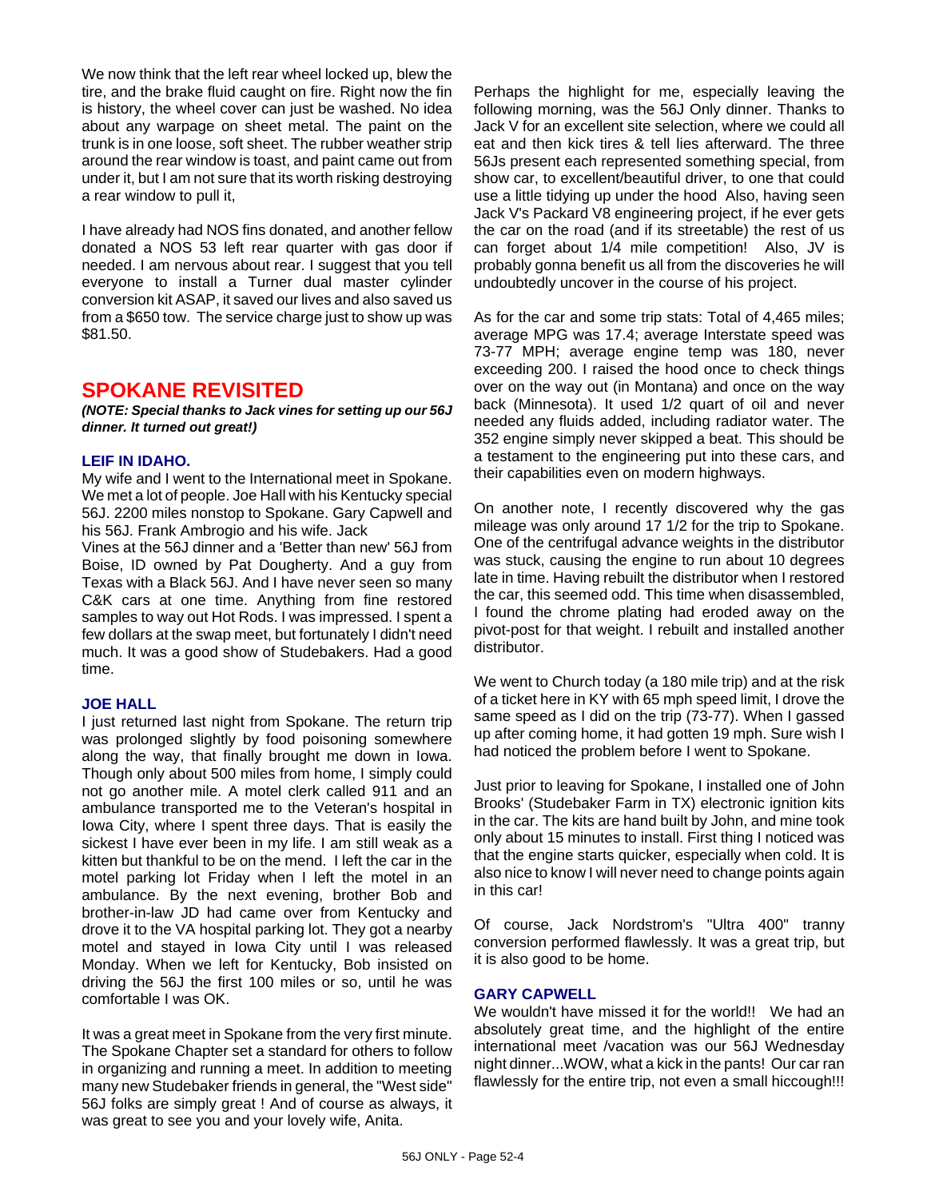We now think that the left rear wheel locked up, blew the tire, and the brake fluid caught on fire. Right now the fin is history, the wheel cover can just be washed. No idea about any warpage on sheet metal. The paint on the trunk is in one loose, soft sheet. The rubber weather strip around the rear window is toast, and paint came out from under it, but I am not sure that its worth risking destroying a rear window to pull it,

I have already had NOS fins donated, and another fellow donated a NOS 53 left rear quarter with gas door if needed. I am nervous about rear. I suggest that you tell everyone to install a Turner dual master cylinder conversion kit ASAP, it saved our lives and also saved us from a $650 tow. The service charge just to show up was $81.50.

## SPOKANE REVISITED

***(NOTE: Special thanks to Jack vines for setting up our 56J dinner. It turned out great!)***

### LEIF IN IDAHO.

My wife and I went to the International meet in Spokane. We met a lot of people. Joe Hall with his Kentucky special 56J. 2200 miles nonstop to Spokane. Gary Capwell and his 56J. Frank Ambrogio and his wife. Jack Vines at the 56J dinner and a 'Better than new' 56J from Boise, ID owned by Pat Dougherty. And a guy from Texas with a Black 56J. And I have never seen so many C&K cars at one time. Anything from fine restored samples to way out Hot Rods. I was impressed. I spent a few dollars at the swap meet, but fortunately I didn't need much. It was a good show of Studebakers. Had a good time.

### JOE HALL

I just returned last night from Spokane. The return trip was prolonged slightly by food poisoning somewhere along the way, that finally brought me down in Iowa. Though only about 500 miles from home, I simply could not go another mile. A motel clerk called 911 and an ambulance transported me to the Veteran's hospital in Iowa City, where I spent three days. That is easily the sickest I have ever been in my life. I am still weak as a kitten but thankful to be on the mend. I left the car in the motel parking lot Friday when I left the motel in an ambulance. By the next evening, brother Bob and brother-in-law JD had came over from Kentucky and drove it to the VA hospital parking lot. They got a nearby motel and stayed in Iowa City until I was released Monday. When we left for Kentucky, Bob insisted on driving the 56J the first 100 miles or so, until he was comfortable I was OK.

It was a great meet in Spokane from the very first minute. The Spokane Chapter set a standard for others to follow in organizing and running a meet. In addition to meeting many new Studebaker friends in general, the "West side" 56J folks are simply great ! And of course as always, it was great to see you and your lovely wife, Anita.

Perhaps the highlight for me, especially leaving the following morning, was the 56J Only dinner. Thanks to Jack V for an excellent site selection, where we could all eat and then kick tires & tell lies afterward. The three 56Js present each represented something special, from show car, to excellent/beautiful driver, to one that could use a little tidying up under the hood  Also, having seen Jack V's Packard V8 engineering project, if he ever gets the car on the road (and if its streetable) the rest of us can forget about 1/4 mile competition!  Also, JV is probably gonna benefit us all from the discoveries he will undoubtedly uncover in the course of his project.

As for the car and some trip stats: Total of 4,465 miles; average MPG was 17.4; average Interstate speed was 73-77 MPH; average engine temp was 180, never exceeding 200. I raised the hood once to check things over on the way out (in Montana) and once on the way back (Minnesota). It used 1/2 quart of oil and never needed any fluids added, including radiator water. The 352 engine simply never skipped a beat. This should be a testament to the engineering put into these cars, and their capabilities even on modern highways.

On another note, I recently discovered why the gas mileage was only around 17 1/2 for the trip to Spokane. One of the centrifugal advance weights in the distributor was stuck, causing the engine to run about 10 degrees late in time. Having rebuilt the distributor when I restored the car, this seemed odd. This time when disassembled, I found the chrome plating had eroded away on the pivot-post for that weight. I rebuilt and installed another distributor.

We went to Church today (a 180 mile trip) and at the risk of a ticket here in KY with 65 mph speed limit, I drove the same speed as I did on the trip (73-77). When I gassed up after coming home, it had gotten 19 mph. Sure wish I had noticed the problem before I went to Spokane.

Just prior to leaving for Spokane, I installed one of John Brooks' (Studebaker Farm in TX) electronic ignition kits in the car. The kits are hand built by John, and mine took only about 15 minutes to install. First thing I noticed was that the engine starts quicker, especially when cold. It is also nice to know I will never need to change points again in this car!

Of course, Jack Nordstrom's "Ultra 400" tranny conversion performed flawlessly. It was a great trip, but it is also good to be home.

### GARY CAPWELL

We wouldn't have missed it for the world!!  We had an absolutely great time, and the highlight of the entire international meet /vacation was our 56J Wednesday night dinner...WOW, what a kick in the pants! Our car ran flawlessly for the entire trip, not even a small hiccough!!!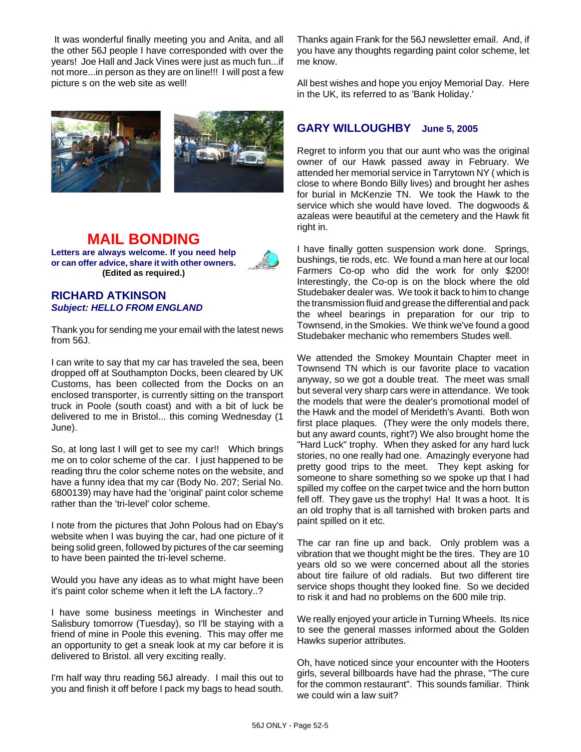It was wonderful finally meeting you and Anita, and all the other 56J people I have corresponded with over the years! Joe Hall and Jack Vines were just as much fun...if not more...in person as they are on line!!! I will post a few picture s on the web site as well!

## MAIL BONDING

**Letters are always welcome. If you need help or can offer advice, share it with other owners. (Edited as required.)**

### RICHARD ATKINSON
***Subject: HELLO FROM ENGLAND***

Thank you for sending me your email with the latest news from 56J.

I can write to say that my car has traveled the sea, been dropped off at Southampton Docks, been cleared by UK Customs, has been collected from the Docks on an enclosed transporter, is currently sitting on the transport truck in Poole (south coast) and with a bit of luck be delivered to me in Bristol... this coming Wednesday (1 June).

So, at long last I will get to see my car!! Which brings me on to color scheme of the car. I just happened to be reading thru the color scheme notes on the website, and have a funny idea that my car (Body No. 207; Serial No. 6800139) may have had the 'original' paint color scheme rather than the 'tri-level' color scheme.

I note from the pictures that John Polous had on Ebay's website when I was buying the car, had one picture of it being solid green, followed by pictures of the car seeming to have been painted the tri-level scheme.

Would you have any ideas as to what might have been it's paint color scheme when it left the LA factory..?

I have some business meetings in Winchester and Salisbury tomorrow (Tuesday), so I'll be staying with a friend of mine in Poole this evening. This may offer me an opportunity to get a sneak look at my car before it is delivered to Bristol. all very exciting really.

I'm half way thru reading 56J already. I mail this out to you and finish it off before I pack my bags to head south.

Thanks again Frank for the 56J newsletter email. And, if you have any thoughts regarding paint color scheme, let me know.

All best wishes and hope you enjoy Memorial Day. Here in the UK, its referred to as 'Bank Holiday.'

### GARY WILLOUGHBY June 5, 2005

Regret to inform you that our aunt who was the original owner of our Hawk passed away in February. We attended her memorial service in Tarrytown NY ( which is close to where Bondo Billy lives) and brought her ashes for burial in McKenzie TN. We took the Hawk to the service which she would have loved. The dogwoods & azaleas were beautiful at the cemetery and the Hawk fit right in.

I have finally gotten suspension work done. Springs, bushings, tie rods, etc. We found a man here at our local Farmers Co-op who did the work for only $200! Interestingly, the Co-op is on the block where the old Studebaker dealer was. We took it back to him to change the transmission fluid and grease the differential and pack the wheel bearings in preparation for our trip to Townsend, in the Smokies. We think we've found a good Studebaker mechanic who remembers Studes well.

We attended the Smokey Mountain Chapter meet in Townsend TN which is our favorite place to vacation anyway, so we got a double treat. The meet was small but several very sharp cars were in attendance. We took the models that were the dealer's promotional model of the Hawk and the model of Merideth's Avanti. Both won first place plaques. (They were the only models there, but any award counts, right?) We also brought home the "Hard Luck" trophy. When they asked for any hard luck stories, no one really had one. Amazingly everyone had pretty good trips to the meet. They kept asking for someone to share something so we spoke up that I had spilled my coffee on the carpet twice and the horn button fell off. They gave us the trophy! Ha! It was a hoot. It is an old trophy that is all tarnished with broken parts and paint spilled on it etc.

The car ran fine up and back. Only problem was a vibration that we thought might be the tires. They are 10 years old so we were concerned with all the stories about tire failure of old radials. But two different tire service shops thought they looked fine. So we decided to risk it and had no problems on the 600 mile trip.

We really enjoyed your article in Turning Wheels. Its nice to see the general masses informed about the Golden Hawks superior attributes.

Oh, have noticed since your encounter with the Hooters girls, several billboards have had the phrase, "The cure for the common restaurant". This sounds familiar. Think we could win a law suit?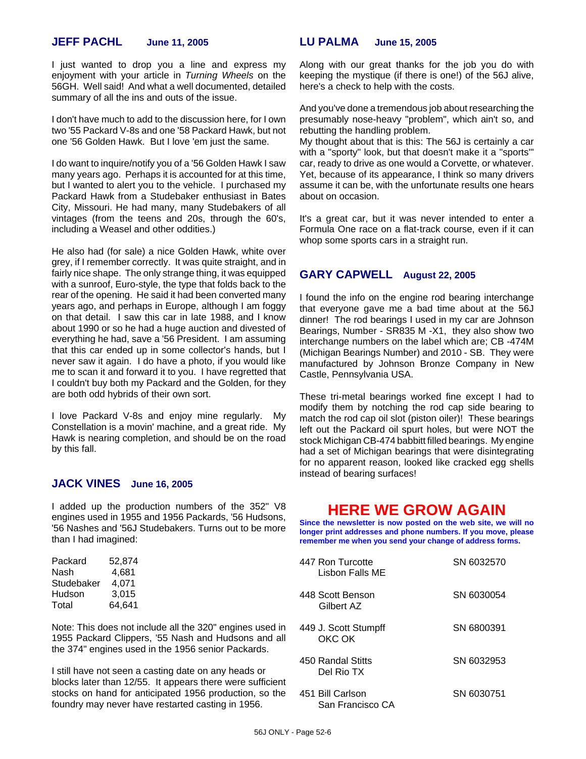## JEFF PACHL June 11, 2005

I just wanted to drop you a line and express my enjoyment with your article in *Turning Wheels* on the 56GH. Well said! And what a well documented, detailed summary of all the ins and outs of the issue.

I don't have much to add to the discussion here, for I own two '55 Packard V-8s and one '58 Packard Hawk, but not one '56 Golden Hawk. But I love 'em just the same.

I do want to inquire/notify you of a '56 Golden Hawk I saw many years ago. Perhaps it is accounted for at this time, but I wanted to alert you to the vehicle. I purchased my Packard Hawk from a Studebaker enthusiast in Bates City, Missouri. He had many, many Studebakers of all vintages (from the teens and 20s, through the 60's, including a Weasel and other oddities.)

He also had (for sale) a nice Golden Hawk, white over grey, if I remember correctly. It was quite straight, and in fairly nice shape. The only strange thing, it was equipped with a sunroof, Euro-style, the type that folds back to the rear of the opening. He said it had been converted many years ago, and perhaps in Europe, although I am foggy on that detail. I saw this car in late 1988, and I know about 1990 or so he had a huge auction and divested of everything he had, save a '56 President. I am assuming that this car ended up in some collector's hands, but I never saw it again. I do have a photo, if you would like me to scan it and forward it to you. I have regretted that I couldn't buy both my Packard and the Golden, for they are both odd hybrids of their own sort.

I love Packard V-8s and enjoy mine regularly. My Constellation is a movin' machine, and a great ride. My Hawk is nearing completion, and should be on the road by this fall.

## JACK VINES June 16, 2005

I added up the production numbers of the 352" V8 engines used in 1955 and 1956 Packards, '56 Hudsons, '56 Nashes and '56J Studebakers. Turns out to be more than I had imagined:

| | |
|---|---|
| Packard | 52,874 |
| Nash | 4,681 |
| Studebaker | 4,071 |
| Hudson | 3,015 |
| Total | 64,641 |

Note: This does not include all the 320" engines used in 1955 Packard Clippers, '55 Nash and Hudsons and all the 374" engines used in the 1956 senior Packards.

I still have not seen a casting date on any heads or blocks later than 12/55. It appears there were sufficient stocks on hand for anticipated 1956 production, so the foundry may never have restarted casting in 1956.

## LU PALMA June 15, 2005

Along with our great thanks for the job you do with keeping the mystique (if there is one!) of the 56J alive, here's a check to help with the costs.

And you've done a tremendous job about researching the presumably nose-heavy "problem", which ain't so, and rebutting the handling problem.
My thought about that is this: The 56J is certainly a car with a "sporty" look, but that doesn't make it a "sports'" car, ready to drive as one would a Corvette, or whatever. Yet, because of its appearance, I think so many drivers assume it can be, with the unfortunate results one hears about on occasion.

It's a great car, but it was never intended to enter a Formula One race on a flat-track course, even if it can whop some sports cars in a straight run.

## GARY CAPWELL August 22, 2005

I found the info on the engine rod bearing interchange that everyone gave me a bad time about at the 56J dinner! The rod bearings I used in my car are Johnson Bearings, Number - SR835 M -X1, they also show two interchange numbers on the label which are; CB -474M (Michigan Bearings Number) and 2010 - SB. They were manufactured by Johnson Bronze Company in New Castle, Pennsylvania USA.

These tri-metal bearings worked fine except I had to modify them by notching the rod cap side bearing to match the rod cap oil slot (piston oiler)! These bearings left out the Packard oil spurt holes, but were NOT the stock Michigan CB-474 babbitt filled bearings. My engine had a set of Michigan bearings that were disintegrating for no apparent reason, looked like cracked egg shells instead of bearing surfaces!

# HERE WE GROW AGAIN

**Since the newsletter is now posted on the web site, we will no longer print addresses and phone numbers. If you move, please remember me when you send your change of address forms.**

| | |
|---|---|
| 447 Ron Turcotte<br>Lisbon Falls ME | SN 6032570 |
| 448 Scott Benson<br>Gilbert AZ | SN 6030054 |
| 449 J. Scott Stumpff<br>OKC OK | SN 6800391 |
| 450 Randal Stitts<br>Del Rio TX | SN 6032953 |
| 451 Bill Carlson<br>San Francisco CA | SN 6030751 |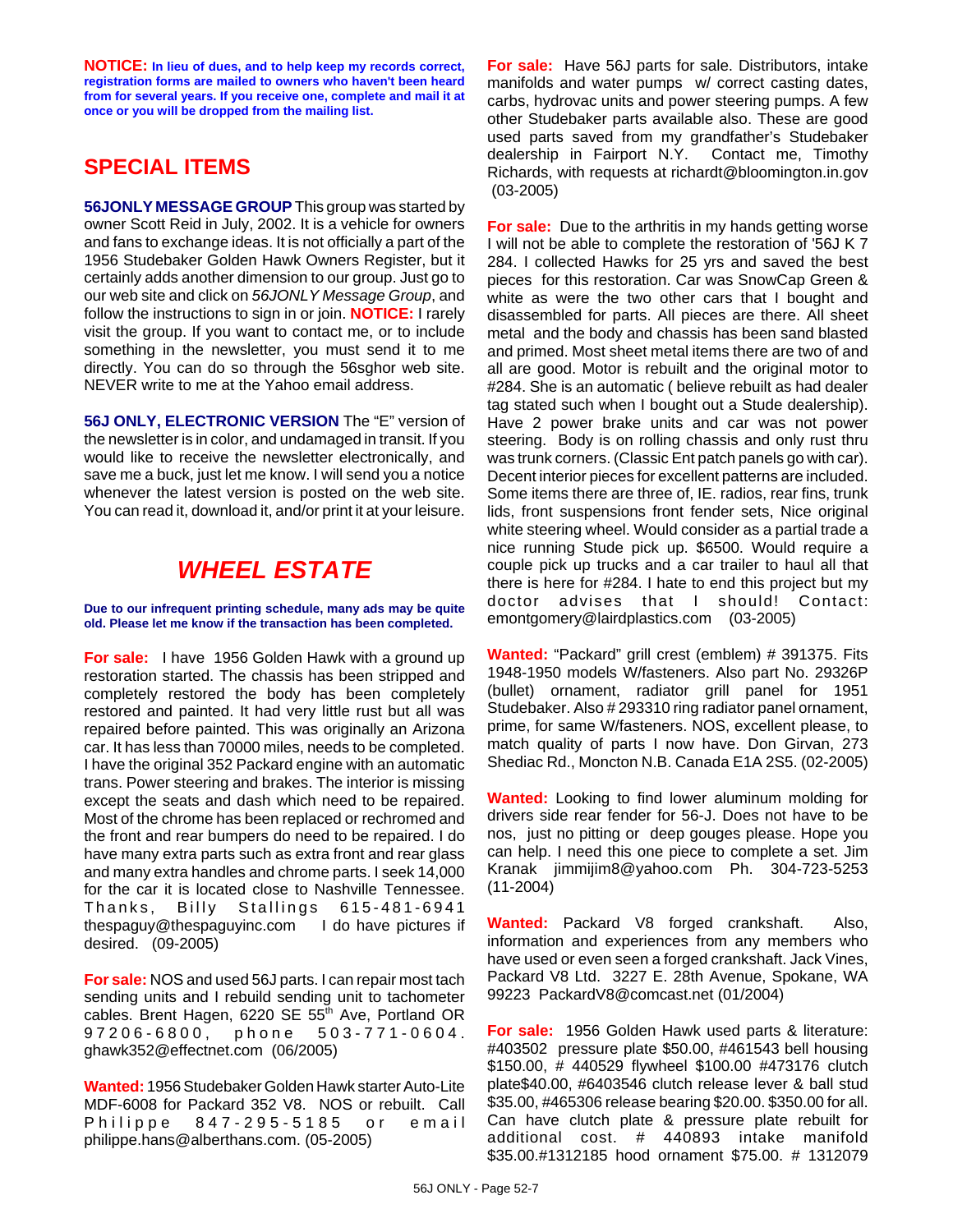**NOTICE: In lieu of dues, and to help keep my records correct, registration forms are mailed to owners who haven't been heard from for several years. If you receive one, complete and mail it at once or you will be dropped from the mailing list.**

## SPECIAL ITEMS

**56JONLY MESSAGE GROUP** This group was started by owner Scott Reid in July, 2002. It is a vehicle for owners and fans to exchange ideas. It is not officially a part of the 1956 Studebaker Golden Hawk Owners Register, but it certainly adds another dimension to our group. Just go to our web site and click on *56JONLY Message Group*, and follow the instructions to sign in or join. **NOTICE:** I rarely visit the group. If you want to contact me, or to include something in the newsletter, you must send it to me directly. You can do so through the 56sghor web site. NEVER write to me at the Yahoo email address.

**56J ONLY, ELECTRONIC VERSION** The "E" version of the newsletter is in color, and undamaged in transit. If you would like to receive the newsletter electronically, and save me a buck, just let me know. I will send you a notice whenever the latest version is posted on the web site. You can read it, download it, and/or print it at your leisure.

## *WHEEL ESTATE*

**Due to our infrequent printing schedule, many ads may be quite old. Please let me know if the transaction has been completed.**

**For sale:** I have 1956 Golden Hawk with a ground up restoration started. The chassis has been stripped and completely restored the body has been completely restored and painted. It had very little rust but all was repaired before painted. This was originally an Arizona car. It has less than 70000 miles, needs to be completed. I have the original 352 Packard engine with an automatic trans. Power steering and brakes. The interior is missing except the seats and dash which need to be repaired. Most of the chrome has been replaced or rechromed and the front and rear bumpers do need to be repaired. I do have many extra parts such as extra front and rear glass and many extra handles and chrome parts. I seek 14,000 for the car it is located close to Nashville Tennessee. Thanks, Billy Stallings 615-481-6941 thespaguy@thespaguyinc.com I do have pictures if desired. (09-2005)

**For sale:** NOS and used 56J parts. I can repair most tach sending units and I rebuild sending unit to tachometer cables. Brent Hagen, 6220 SE 55th Ave, Portland OR 97206-6800, phone 503-771-0604. ghawk352@effectnet.com (06/2005)

**Wanted:** 1956 Studebaker Golden Hawk starter Auto-Lite MDF-6008 for Packard 352 V8. NOS or rebuilt. Call Philippe 847-295-5185 or email philippe.hans@alberthans.com. (05-2005)

**For sale:** Have 56J parts for sale. Distributors, intake manifolds and water pumps w/ correct casting dates, carbs, hydrovac units and power steering pumps. A few other Studebaker parts available also. These are good used parts saved from my grandfather's Studebaker dealership in Fairport N.Y. Contact me, Timothy Richards, with requests at richardt@bloomington.in.gov (03-2005)

**For sale:** Due to the arthritis in my hands getting worse I will not be able to complete the restoration of '56J K 7 284. I collected Hawks for 25 yrs and saved the best pieces for this restoration. Car was SnowCap Green & white as were the two other cars that I bought and disassembled for parts. All pieces are there. All sheet metal and the body and chassis has been sand blasted and primed. Most sheet metal items there are two of and all are good. Motor is rebuilt and the original motor to #284. She is an automatic ( believe rebuilt as had dealer tag stated such when I bought out a Stude dealership). Have 2 power brake units and car was not power steering. Body is on rolling chassis and only rust thru was trunk corners. (Classic Ent patch panels go with car). Decent interior pieces for excellent patterns are included. Some items there are three of, IE. radios, rear fins, trunk lids, front suspensions front fender sets, Nice original white steering wheel. Would consider as a partial trade a nice running Stude pick up. $6500. Would require a couple pick up trucks and a car trailer to haul all that there is here for #284. I hate to end this project but my doctor advises that I should! Contact: emontgomery@lairdplastics.com (03-2005)

**Wanted:** "Packard" grill crest (emblem) # 391375. Fits 1948-1950 models W/fasteners. Also part No. 29326P (bullet) ornament, radiator grill panel for 1951 Studebaker. Also # 293310 ring radiator panel ornament, prime, for same W/fasteners. NOS, excellent please, to match quality of parts I now have. Don Girvan, 273 Shediac Rd., Moncton N.B. Canada E1A 2S5. (02-2005)

**Wanted:** Looking to find lower aluminum molding for drivers side rear fender for 56-J. Does not have to be nos, just no pitting or deep gouges please. Hope you can help. I need this one piece to complete a set. Jim Kranak jimmijim8@yahoo.com Ph. 304-723-5253 (11-2004)

**Wanted:** Packard V8 forged crankshaft. Also, information and experiences from any members who have used or even seen a forged crankshaft. Jack Vines, Packard V8 Ltd. 3227 E. 28th Avenue, Spokane, WA 99223 PackardV8@comcast.net (01/2004)

**For sale:** 1956 Golden Hawk used parts & literature: #403502 pressure plate $50.00, #461543 bell housing $150.00, # 440529 flywheel $100.00 #473176 clutch plate$40.00, #6403546 clutch release lever & ball stud $35.00, #465306 release bearing $20.00. $350.00 for all. Can have clutch plate & pressure plate rebuilt for additional cost. # 440893 intake manifold $35.00.#1312185 hood ornament $75.00. # 1312079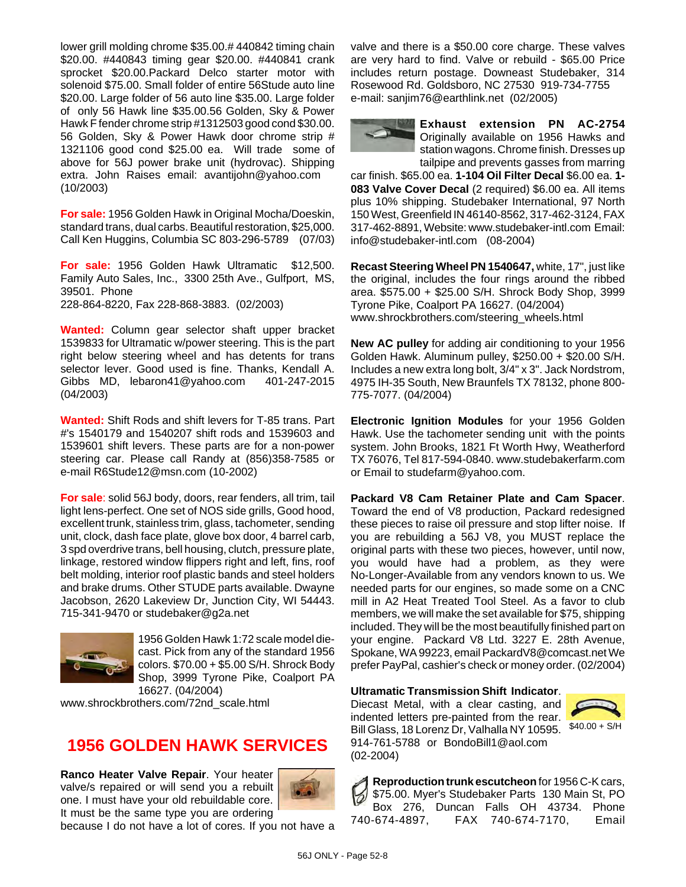lower grill molding chrome $35.00.# 440842 timing chain $20.00. #440843 timing gear $20.00. #440841 crank sprocket $20.00.Packard Delco starter motor with solenoid $75.00. Small folder of entire 56Stude auto line $20.00. Large folder of 56 auto line $35.00. Large folder of only 56 Hawk line $35.00.56 Golden, Sky & Power Hawk F fender chrome strip #1312503 good cond $30.00. 56 Golden, Sky & Power Hawk door chrome strip # 1321106 good cond $25.00 ea. Will trade some of above for 56J power brake unit (hydrovac). Shipping extra. John Raises email: avantijohn@yahoo.com (10/2003)

**For sale:** 1956 Golden Hawk in Original Mocha/Doeskin, standard trans, dual carbs. Beautiful restoration, $25,000. Call Ken Huggins, Columbia SC 803-296-5789 (07/03)

**For sale:** 1956 Golden Hawk Ultramatic $12,500. Family Auto Sales, Inc., 3300 25th Ave., Gulfport, MS, 39501. Phone 228-864-8220, Fax 228-868-3883. (02/2003)

**Wanted:** Column gear selector shaft upper bracket 1539833 for Ultramatic w/power steering. This is the part right below steering wheel and has detents for trans selector lever. Good used is fine. Thanks, Kendall A. Gibbs MD, lebaron41@yahoo.com 401-247-2015 (04/2003)

**Wanted:** Shift Rods and shift levers for T-85 trans. Part #'s 1540179 and 1540207 shift rods and 1539603 and 1539601 shift levers. These parts are for a non-power steering car. Please call Randy at (856)358-7585 or e-mail R6Stude12@msn.com (10-2002)

**For sale**: solid 56J body, doors, rear fenders, all trim, tail light lens-perfect. One set of NOS side grills, Good hood, excellent trunk, stainless trim, glass, tachometer, sending unit, clock, dash face plate, glove box door, 4 barrel carb, 3 spd overdrive trans, bell housing, clutch, pressure plate, linkage, restored window flippers right and left, fins, roof belt molding, interior roof plastic bands and steel holders and brake drums. Other STUDE parts available. Dwayne Jacobson, 2620 Lakeview Dr, Junction City, WI 54443. 715-341-9470 or studebaker@g2a.net

1956 Golden Hawk 1:72 scale model die-cast. Pick from any of the standard 1956 colors. $70.00 + $5.00 S/H. Shrock Body Shop, 3999 Tyrone Pike, Coalport PA 16627. (04/2004) www.shrockbrothers.com/72nd_scale.html

## 1956 GOLDEN HAWK SERVICES

**Ranco Heater Valve Repair**. Your heater valve/s repaired or will send you a rebuilt one. I must have your old rebuildable core. It must be the same type you are ordering because I do not have a lot of cores. If you not have a valve and there is a $50.00 core charge. These valves are very hard to find. Valve or rebuild - $65.00 Price includes return postage. Downeast Studebaker, 314 Rosewood Rd. Goldsboro, NC 27530 919-734-7755 e-mail: sanjim76@earthlink.net (02/2005)

**Exhaust extension PN AC-2754** Originally available on 1956 Hawks and station wagons. Chrome finish. Dresses up tailpipe and prevents gasses from marring car finish. $65.00 ea. **1-104 Oil Filter Decal** $6.00 ea. **1-083 Valve Cover Decal** (2 required) $6.00 ea. All items plus 10% shipping. Studebaker International, 97 North 150 West, Greenfield IN 46140-8562, 317-462-3124, FAX 317-462-8891, Website: www.studebaker-intl.com Email: info@studebaker-intl.com (08-2004)

**Recast Steering Wheel PN 1540647,** white, 17", just like the original, includes the four rings around the ribbed area. $575.00 + $25.00 S/H. Shrock Body Shop, 3999 Tyrone Pike, Coalport PA 16627. (04/2004) www.shrockbrothers.com/steering_wheels.html

**New AC pulley** for adding air conditioning to your 1956 Golden Hawk. Aluminum pulley, $250.00 + $20.00 S/H. Includes a new extra long bolt, 3/4" x 3". Jack Nordstrom, 4975 IH-35 South, New Braunfels TX 78132, phone 800-775-7077. (04/2004)

**Electronic Ignition Modules** for your 1956 Golden Hawk. Use the tachometer sending unit with the points system. John Brooks, 1821 Ft Worth Hwy, Weatherford TX 76076, Tel 817-594-0840. www.studebakerfarm.com or Email to studefarm@yahoo.com.

**Packard V8 Cam Retainer Plate and Cam Spacer**. Toward the end of V8 production, Packard redesigned these pieces to raise oil pressure and stop lifter noise. If you are rebuilding a 56J V8, you MUST replace the original parts with these two pieces, however, until now, you would have had a problem, as they were No-Longer-Available from any vendors known to us. We needed parts for our engines, so made some on a CNC mill in A2 Heat Treated Tool Steel. As a favor to club members, we will make the set available for $75, shipping included. They will be the most beautifully finished part on your engine. Packard V8 Ltd. 3227 E. 28th Avenue, Spokane, WA 99223, email PackardV8@comcast.net We prefer PayPal, cashier's check or money order. (02/2004)

**Ultramatic Transmission Shift Indicator**. Diecast Metal, with a clear casting, and indented letters pre-painted from the rear. Bill Glass, 18 Lorenz Dr, Valhalla NY 10595. 914-761-5788 or BondoBill1@aol.com (02-2004)

$40.00 + S/H

**Reproduction trunk escutcheon** for 1956 C-K cars, $75.00. Myer's Studebaker Parts 130 Main St, PO Box 276, Duncan Falls OH 43734. Phone 740-674-4897, FAX 740-674-7170, Email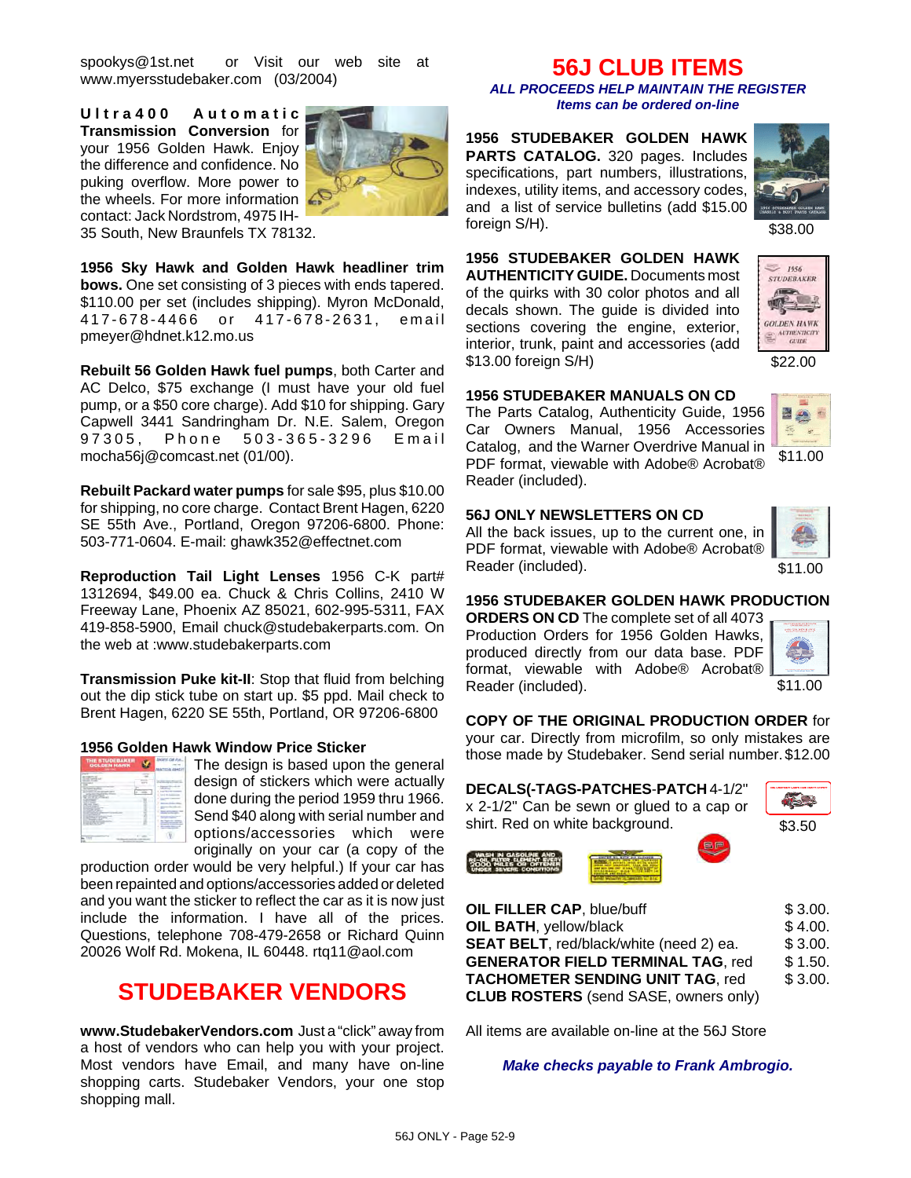spookys@1st.net or Visit our web site at www.myersstudebaker.com (03/2004)

**Ultra400 Automatic Transmission Conversion** for your 1956 Golden Hawk. Enjoy the difference and confidence. No puking overflow. More power to the wheels. For more information contact: Jack Nordstrom, 4975 IH-35 South, New Braunfels TX 78132.

**1956 Sky Hawk and Golden Hawk headliner trim bows.** One set consisting of 3 pieces with ends tapered. $110.00 per set (includes shipping). Myron McDonald, 417-678-4466 or 417-678-2631, email pmeyer@hdnet.k12.mo.us

**Rebuilt 56 Golden Hawk fuel pumps**, both Carter and AC Delco, $75 exchange (I must have your old fuel pump, or a $50 core charge). Add $10 for shipping. Gary Capwell 3441 Sandringham Dr. N.E. Salem, Oregon 97305, Phone 503-365-3296 Email mocha56j@comcast.net (01/00).

**Rebuilt Packard water pumps** for sale $95, plus $10.00 for shipping, no core charge. Contact Brent Hagen, 6220 SE 55th Ave., Portland, Oregon 97206-6800. Phone: 503-771-0604. E-mail: ghawk352@effectnet.com

**Reproduction Tail Light Lenses** 1956 C-K part# 1312694, $49.00 ea. Chuck & Chris Collins, 2410 W Freeway Lane, Phoenix AZ 85021, 602-995-5311, FAX 419-858-5900, Email chuck@studebakerparts.com. On the web at :www.studebakerparts.com

**Transmission Puke kit-II**: Stop that fluid from belching out the dip stick tube on start up. $5 ppd. Mail check to Brent Hagen, 6220 SE 55th, Portland, OR 97206-6800

**1956 Golden Hawk Window Price Sticker**

The design is based upon the general design of stickers which were actually done during the period 1959 thru 1966. Send $40 along with serial number and options/accessories which were originally on your car (a copy of the production order would be very helpful.) If your car has been repainted and options/accessories added or deleted and you want the sticker to reflect the car as it is now just include the information. I have all of the prices. Questions, telephone 708-479-2658 or Richard Quinn 20026 Wolf Rd. Mokena, IL 60448. rtq11@aol.com

# STUDEBAKER VENDORS

**www.StudebakerVendors.com** Just a "click" away from a host of vendors who can help you with your project. Most vendors have Email, and many have on-line shopping carts. Studebaker Vendors, your one stop shopping mall.

# 56J CLUB ITEMS

***ALL PROCEEDS HELP MAINTAIN THE REGISTER***
***Items can be ordered on-line***

**1956 STUDEBAKER GOLDEN HAWK PARTS CATALOG.** 320 pages. Includes specifications, part numbers, illustrations, indexes, utility items, and accessory codes, and a list of service bulletins (add $15.00 foreign S/H). $38.00

**1956 STUDEBAKER GOLDEN HAWK AUTHENTICITY GUIDE.** Documents most of the quirks with 30 color photos and all decals shown. The guide is divided into sections covering the engine, exterior, interior, trunk, paint and accessories (add $13.00 foreign S/H) $22.00

**1956 STUDEBAKER MANUALS ON CD**
The Parts Catalog, Authenticity Guide, 1956 Car Owners Manual, 1956 Accessories Catalog, and the Warner Overdrive Manual in PDF format, viewable with Adobe® Acrobat® Reader (included). $11.00

**56J ONLY NEWSLETTERS ON CD**
All the back issues, up to the current one, in PDF format, viewable with Adobe® Acrobat® Reader (included). $11.00

**1956 STUDEBAKER GOLDEN HAWK PRODUCTION ORDERS ON CD** The complete set of all 4073 Production Orders for 1956 Golden Hawks, produced directly from our data base. PDF format, viewable with Adobe® Acrobat® Reader (included). $11.00

**COPY OF THE ORIGINAL PRODUCTION ORDER** for your car. Directly from microfilm, so only mistakes are those made by Studebaker. Send serial number. $12.00

**DECALS(-TAGS-PATCHES-PATCH** 4-1/2" x 2-1/2" Can be sewn or glued to a cap or shirt. Red on white background. $3.50

| | |
|---|---|
| **OIL FILLER CAP**, blue/buff | $ 3.00. |
| **OIL BATH**, yellow/black | $ 4.00. |
| **SEAT BELT**, red/black/white (need 2) ea. | $ 3.00. |
| **GENERATOR FIELD TERMINAL TAG**, red | $ 1.50. |
| **TACHOMETER SENDING UNIT TAG**, red | $ 3.00. |
| **CLUB ROSTERS** (send SASE, owners only) | |

All items are available on-line at the 56J Store

***Make checks payable to Frank Ambrogio.***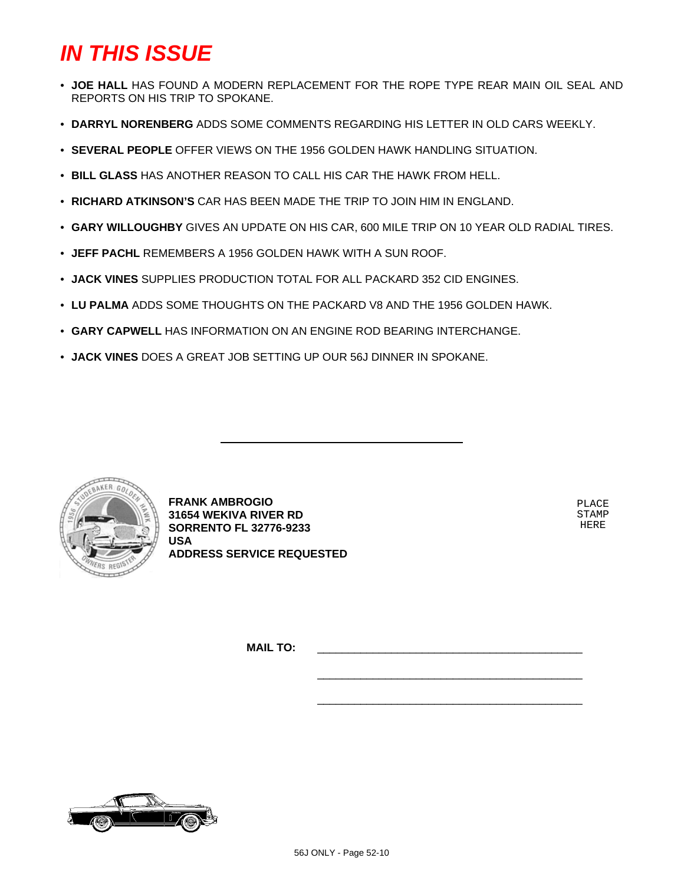# IN THIS ISSUE

- **JOE HALL** HAS FOUND A MODERN REPLACEMENT FOR THE ROPE TYPE REAR MAIN OIL SEAL AND REPORTS ON HIS TRIP TO SPOKANE.
- **DARRYL NORENBERG** ADDS SOME COMMENTS REGARDING HIS LETTER IN OLD CARS WEEKLY.
- **SEVERAL PEOPLE** OFFER VIEWS ON THE 1956 GOLDEN HAWK HANDLING SITUATION.
- **BILL GLASS** HAS ANOTHER REASON TO CALL HIS CAR THE HAWK FROM HELL.
- **RICHARD ATKINSON'S** CAR HAS BEEN MADE THE TRIP TO JOIN HIM IN ENGLAND.
- **GARY WILLOUGHBY** GIVES AN UPDATE ON HIS CAR, 600 MILE TRIP ON 10 YEAR OLD RADIAL TIRES.
- **JEFF PACHL** REMEMBERS A 1956 GOLDEN HAWK WITH A SUN ROOF.
- **JACK VINES** SUPPLIES PRODUCTION TOTAL FOR ALL PACKARD 352 CID ENGINES.
- **LU PALMA** ADDS SOME THOUGHTS ON THE PACKARD V8 AND THE 1956 GOLDEN HAWK.
- **GARY CAPWELL** HAS INFORMATION ON AN ENGINE ROD BEARING INTERCHANGE.
- **JACK VINES** DOES A GREAT JOB SETTING UP OUR 56J DINNER IN SPOKANE.

---

**FRANK AMBROGIO**
**31654 WEKIVA RIVER RD**
**SORRENTO FL 32776-9233**
**USA**
**ADDRESS SERVICE REQUESTED**

PLACE
STAMP
HERE

**MAIL TO:** ________________________________________

________________________________________

________________________________________